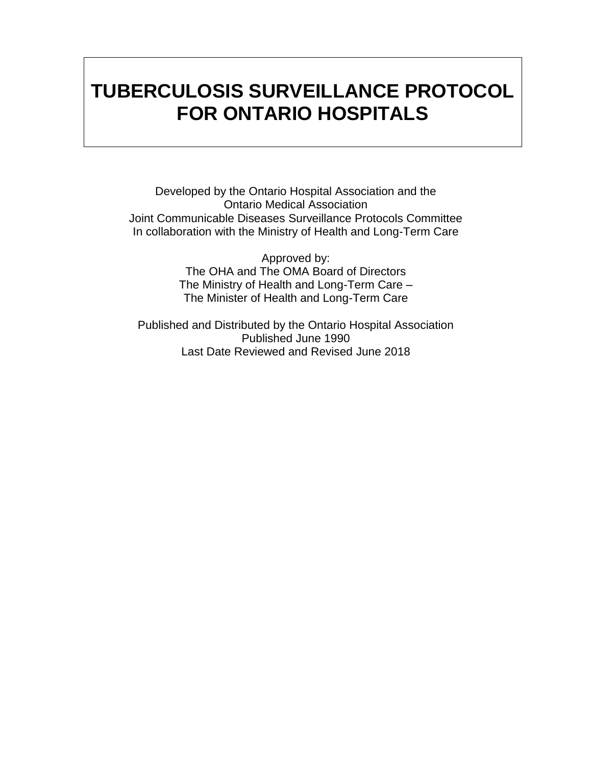# TUBERCULOSIS SURVEILLANCE PROTOCOL FOR ONTARIO HOSPITALS

Developed by the Ontario Hospital Association and the
Ontario Medical Association
Joint Communicable Diseases Surveillance Protocols Committee
In collaboration with the Ministry of Health and Long-Term Care

Approved by:
The OHA and The OMA Board of Directors
The Ministry of Health and Long-Term Care –
The Minister of Health and Long-Term Care

Published and Distributed by the Ontario Hospital Association
Published June 1990
Last Date Reviewed and Revised June 2018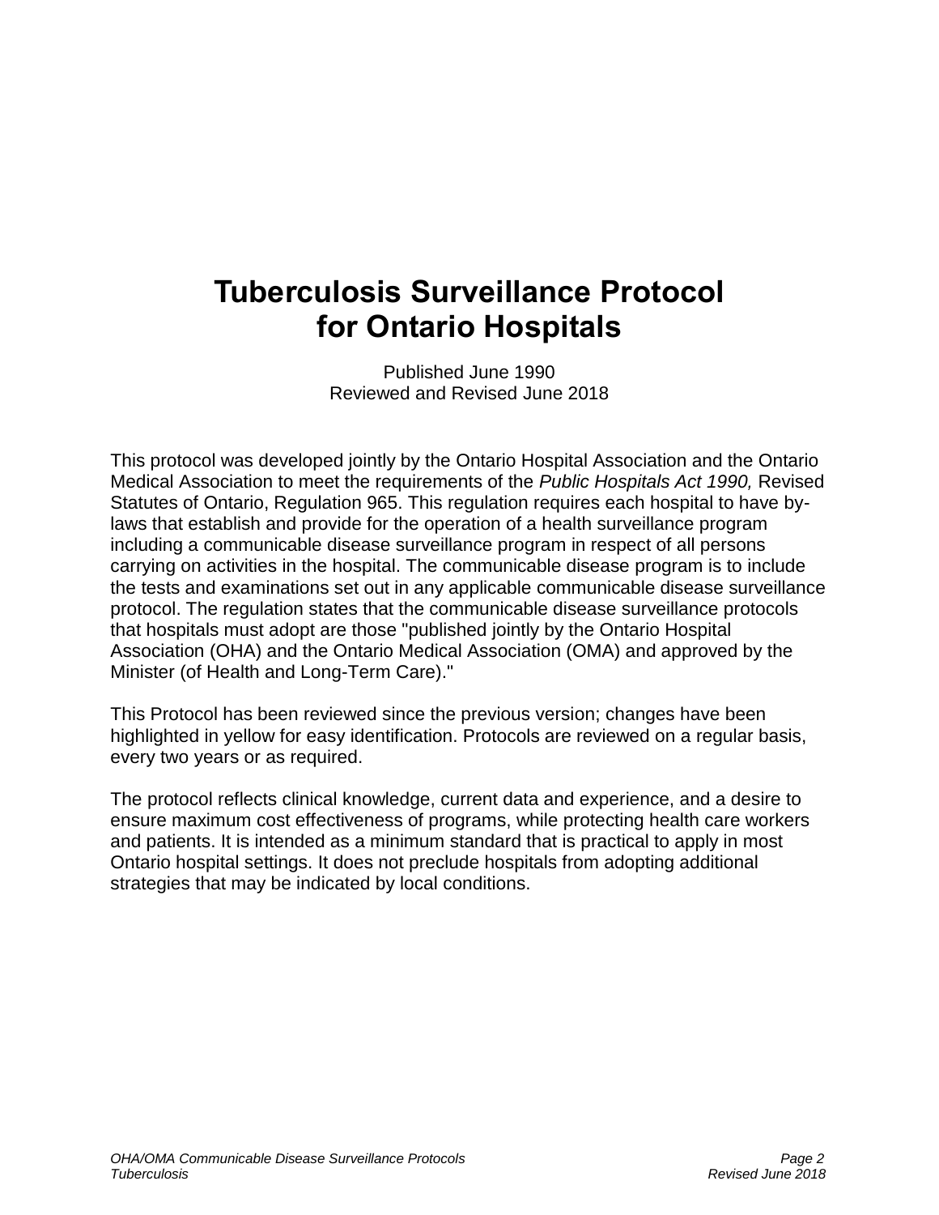# Tuberculosis Surveillance Protocol for Ontario Hospitals

Published June 1990
Reviewed and Revised June 2018

This protocol was developed jointly by the Ontario Hospital Association and the Ontario Medical Association to meet the requirements of the *Public Hospitals Act 1990,* Revised Statutes of Ontario, Regulation 965. This regulation requires each hospital to have by-laws that establish and provide for the operation of a health surveillance program including a communicable disease surveillance program in respect of all persons carrying on activities in the hospital. The communicable disease program is to include the tests and examinations set out in any applicable communicable disease surveillance protocol. The regulation states that the communicable disease surveillance protocols that hospitals must adopt are those "published jointly by the Ontario Hospital Association (OHA) and the Ontario Medical Association (OMA) and approved by the Minister (of Health and Long-Term Care)."

This Protocol has been reviewed since the previous version; changes have been highlighted in yellow for easy identification. Protocols are reviewed on a regular basis, every two years or as required.

The protocol reflects clinical knowledge, current data and experience, and a desire to ensure maximum cost effectiveness of programs, while protecting health care workers and patients. It is intended as a minimum standard that is practical to apply in most Ontario hospital settings. It does not preclude hospitals from adopting additional strategies that may be indicated by local conditions.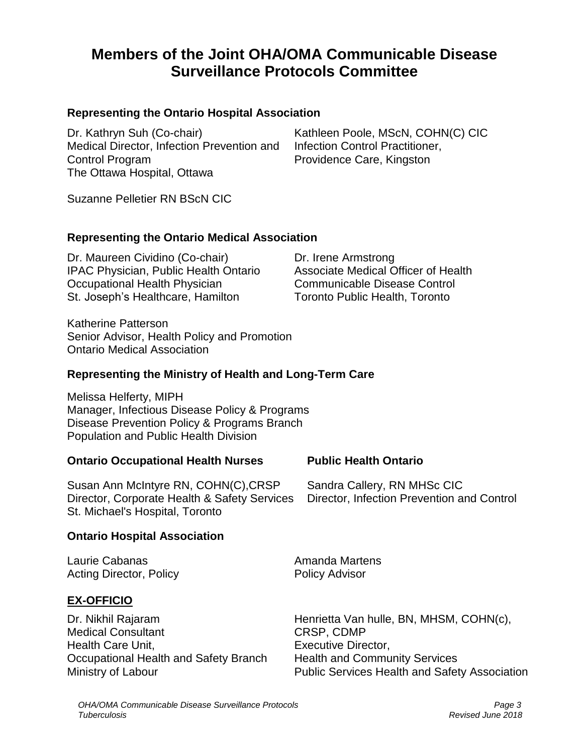# Members of the Joint OHA/OMA Communicable Disease Surveillance Protocols Committee

### Representing the Ontario Hospital Association

Dr. Kathryn Suh (Co-chair)
Medical Director, Infection Prevention and Control Program
The Ottawa Hospital, Ottawa

Kathleen Poole, MScN, COHN(C) CIC
Infection Control Practitioner,
Providence Care, Kingston

Suzanne Pelletier RN BScN CIC

### Representing the Ontario Medical Association

Dr. Maureen Cividino (Co-chair)
IPAC Physician, Public Health Ontario
Occupational Health Physician
St. Joseph's Healthcare, Hamilton

Dr. Irene Armstrong
Associate Medical Officer of Health
Communicable Disease Control
Toronto Public Health, Toronto

Katherine Patterson
Senior Advisor, Health Policy and Promotion
Ontario Medical Association

### Representing the Ministry of Health and Long-Term Care

Melissa Helferty, MIPH
Manager, Infectious Disease Policy & Programs
Disease Prevention Policy & Programs Branch
Population and Public Health Division

### Ontario Occupational Health Nurses

Susan Ann McIntyre RN, COHN(C),CRSP
Director, Corporate Health & Safety Services
St. Michael's Hospital, Toronto

### Public Health Ontario

Sandra Callery, RN MHSc CIC
Director, Infection Prevention and Control

### Ontario Hospital Association

Laurie Cabanas
Acting Director, Policy

Amanda Martens
Policy Advisor

### EX-OFFICIO

Dr. Nikhil Rajaram
Medical Consultant
Health Care Unit,
Occupational Health and Safety Branch
Ministry of Labour

Henrietta Van hulle, BN, MHSM, COHN(c), CRSP, CDMP
Executive Director,
Health and Community Services
Public Services Health and Safety Association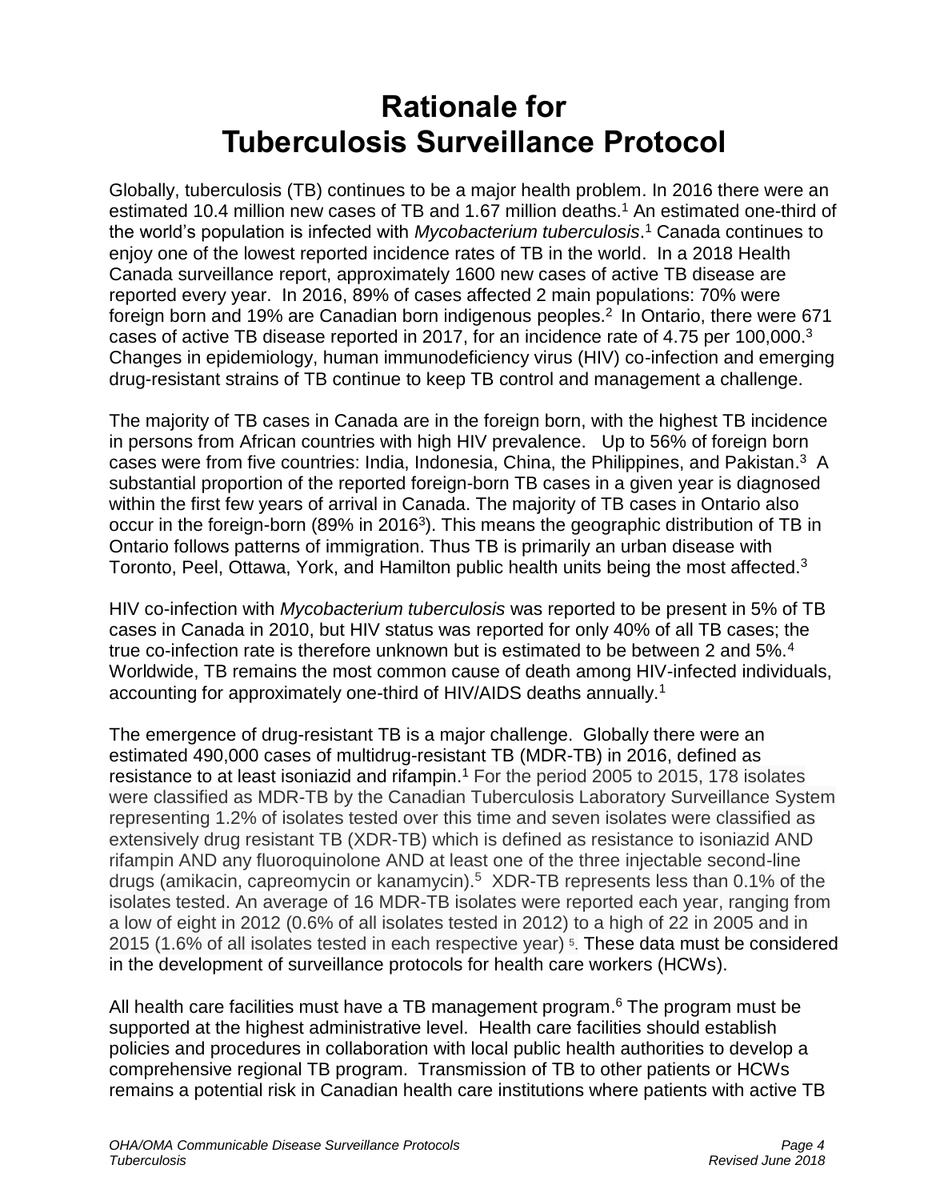# Rationale for Tuberculosis Surveillance Protocol

Globally, tuberculosis (TB) continues to be a major health problem. In 2016 there were an estimated 10.4 million new cases of TB and 1.67 million deaths.[1] An estimated one-third of the world's population is infected with *Mycobacterium tuberculosis*.[1] Canada continues to enjoy one of the lowest reported incidence rates of TB in the world. In a 2018 Health Canada surveillance report, approximately 1600 new cases of active TB disease are reported every year. In 2016, 89% of cases affected 2 main populations: 70% were foreign born and 19% are Canadian born indigenous peoples.[2] In Ontario, there were 671 cases of active TB disease reported in 2017, for an incidence rate of 4.75 per 100,000.[3] Changes in epidemiology, human immunodeficiency virus (HIV) co-infection and emerging drug-resistant strains of TB continue to keep TB control and management a challenge.

The majority of TB cases in Canada are in the foreign born, with the highest TB incidence in persons from African countries with high HIV prevalence. Up to 56% of foreign born cases were from five countries: India, Indonesia, China, the Philippines, and Pakistan.[3] A substantial proportion of the reported foreign-born TB cases in a given year is diagnosed within the first few years of arrival in Canada. The majority of TB cases in Ontario also occur in the foreign-born (89% in 2016[3]). This means the geographic distribution of TB in Ontario follows patterns of immigration. Thus TB is primarily an urban disease with Toronto, Peel, Ottawa, York, and Hamilton public health units being the most affected.[3]

HIV co-infection with *Mycobacterium tuberculosis* was reported to be present in 5% of TB cases in Canada in 2010, but HIV status was reported for only 40% of all TB cases; the true co-infection rate is therefore unknown but is estimated to be between 2 and 5%.[4] Worldwide, TB remains the most common cause of death among HIV-infected individuals, accounting for approximately one-third of HIV/AIDS deaths annually.[1]

The emergence of drug-resistant TB is a major challenge. Globally there were an estimated 490,000 cases of multidrug-resistant TB (MDR-TB) in 2016, defined as resistance to at least isoniazid and rifampin.[1] For the period 2005 to 2015, 178 isolates were classified as MDR-TB by the Canadian Tuberculosis Laboratory Surveillance System representing 1.2% of isolates tested over this time and seven isolates were classified as extensively drug resistant TB (XDR-TB) which is defined as resistance to isoniazid AND rifampin AND any fluoroquinolone AND at least one of the three injectable second-line drugs (amikacin, capreomycin or kanamycin).[5] XDR-TB represents less than 0.1% of the isolates tested. An average of 16 MDR-TB isolates were reported each year, ranging from a low of eight in 2012 (0.6% of all isolates tested in 2012) to a high of 22 in 2005 and in 2015 (1.6% of all isolates tested in each respective year)[5]. These data must be considered in the development of surveillance protocols for health care workers (HCWs).

All health care facilities must have a TB management program.[6] The program must be supported at the highest administrative level. Health care facilities should establish policies and procedures in collaboration with local public health authorities to develop a comprehensive regional TB program. Transmission of TB to other patients or HCWs remains a potential risk in Canadian health care institutions where patients with active TB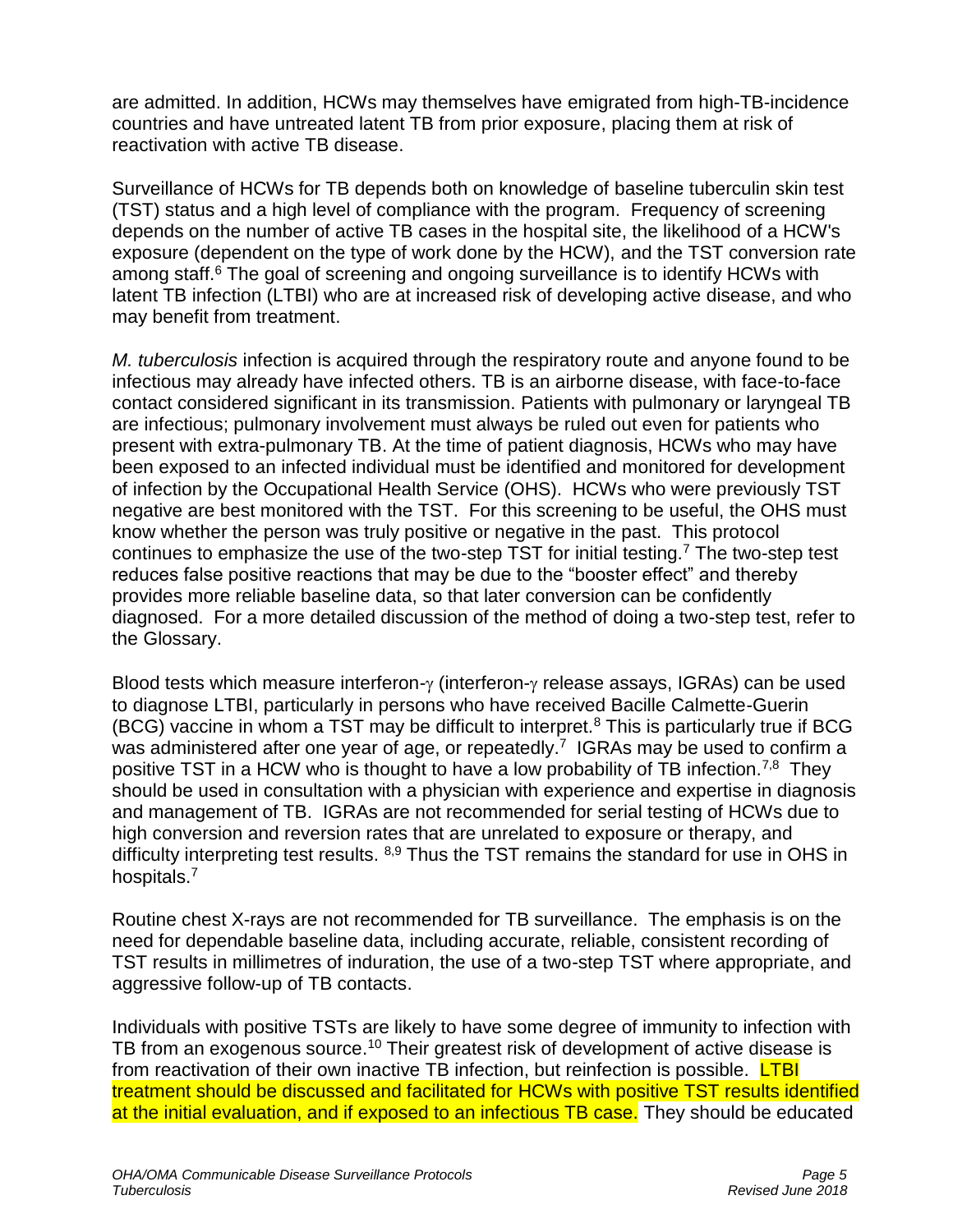are admitted. In addition, HCWs may themselves have emigrated from high-TB-incidence countries and have untreated latent TB from prior exposure, placing them at risk of reactivation with active TB disease.

Surveillance of HCWs for TB depends both on knowledge of baseline tuberculin skin test (TST) status and a high level of compliance with the program. Frequency of screening depends on the number of active TB cases in the hospital site, the likelihood of a HCW's exposure (dependent on the type of work done by the HCW), and the TST conversion rate among staff.[6] The goal of screening and ongoing surveillance is to identify HCWs with latent TB infection (LTBI) who are at increased risk of developing active disease, and who may benefit from treatment.

*M. tuberculosis* infection is acquired through the respiratory route and anyone found to be infectious may already have infected others. TB is an airborne disease, with face-to-face contact considered significant in its transmission. Patients with pulmonary or laryngeal TB are infectious; pulmonary involvement must always be ruled out even for patients who present with extra-pulmonary TB. At the time of patient diagnosis, HCWs who may have been exposed to an infected individual must be identified and monitored for development of infection by the Occupational Health Service (OHS). HCWs who were previously TST negative are best monitored with the TST. For this screening to be useful, the OHS must know whether the person was truly positive or negative in the past. This protocol continues to emphasize the use of the two-step TST for initial testing.[7] The two-step test reduces false positive reactions that may be due to the "booster effect" and thereby provides more reliable baseline data, so that later conversion can be confidently diagnosed. For a more detailed discussion of the method of doing a two-step test, refer to the Glossary.

Blood tests which measure interferon-$\gamma$ (interferon-$\gamma$ release assays, IGRAs) can be used to diagnose LTBI, particularly in persons who have received Bacille Calmette-Guerin (BCG) vaccine in whom a TST may be difficult to interpret.[8] This is particularly true if BCG was administered after one year of age, or repeatedly.[7] IGRAs may be used to confirm a positive TST in a HCW who is thought to have a low probability of TB infection.[7,8] They should be used in consultation with a physician with experience and expertise in diagnosis and management of TB. IGRAs are not recommended for serial testing of HCWs due to high conversion and reversion rates that are unrelated to exposure or therapy, and difficulty interpreting test results. [8,9] Thus the TST remains the standard for use in OHS in hospitals.[7]

Routine chest X-rays are not recommended for TB surveillance. The emphasis is on the need for dependable baseline data, including accurate, reliable, consistent recording of TST results in millimetres of induration, the use of a two-step TST where appropriate, and aggressive follow-up of TB contacts.

Individuals with positive TSTs are likely to have some degree of immunity to infection with TB from an exogenous source.[10] Their greatest risk of development of active disease is from reactivation of their own inactive TB infection, but reinfection is possible. LTBI treatment should be discussed and facilitated for HCWs with positive TST results identified at the initial evaluation, and if exposed to an infectious TB case. They should be educated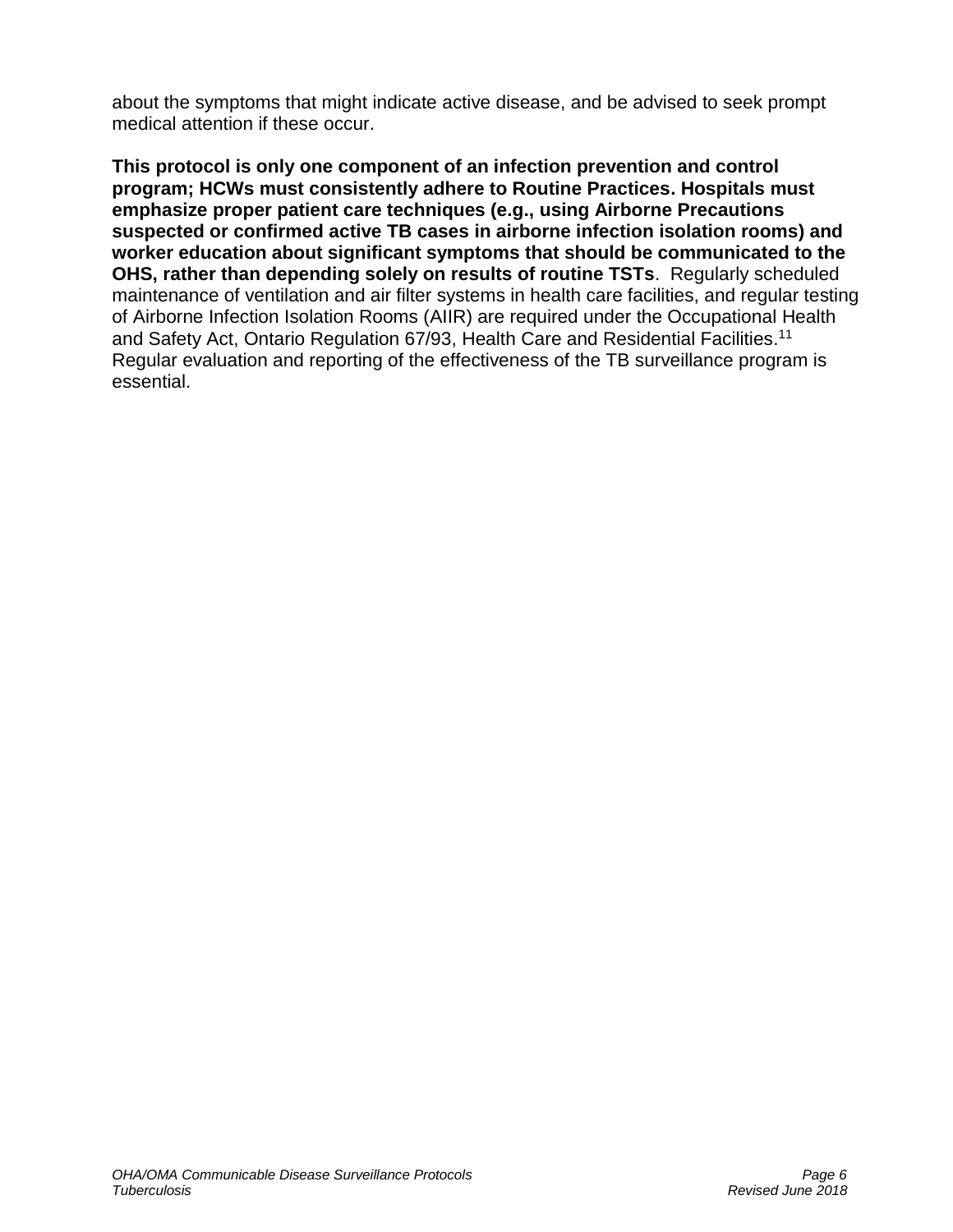about the symptoms that might indicate active disease, and be advised to seek prompt medical attention if these occur.

**This protocol is only one component of an infection prevention and control program; HCWs must consistently adhere to Routine Practices. Hospitals must emphasize proper patient care techniques (e.g., using Airborne Precautions suspected or confirmed active TB cases in airborne infection isolation rooms) and worker education about significant symptoms that should be communicated to the OHS, rather than depending solely on results of routine TSTs**. Regularly scheduled maintenance of ventilation and air filter systems in health care facilities, and regular testing of Airborne Infection Isolation Rooms (AIIR) are required under the Occupational Health and Safety Act, Ontario Regulation 67/93, Health Care and Residential Facilities.[11] Regular evaluation and reporting of the effectiveness of the TB surveillance program is essential.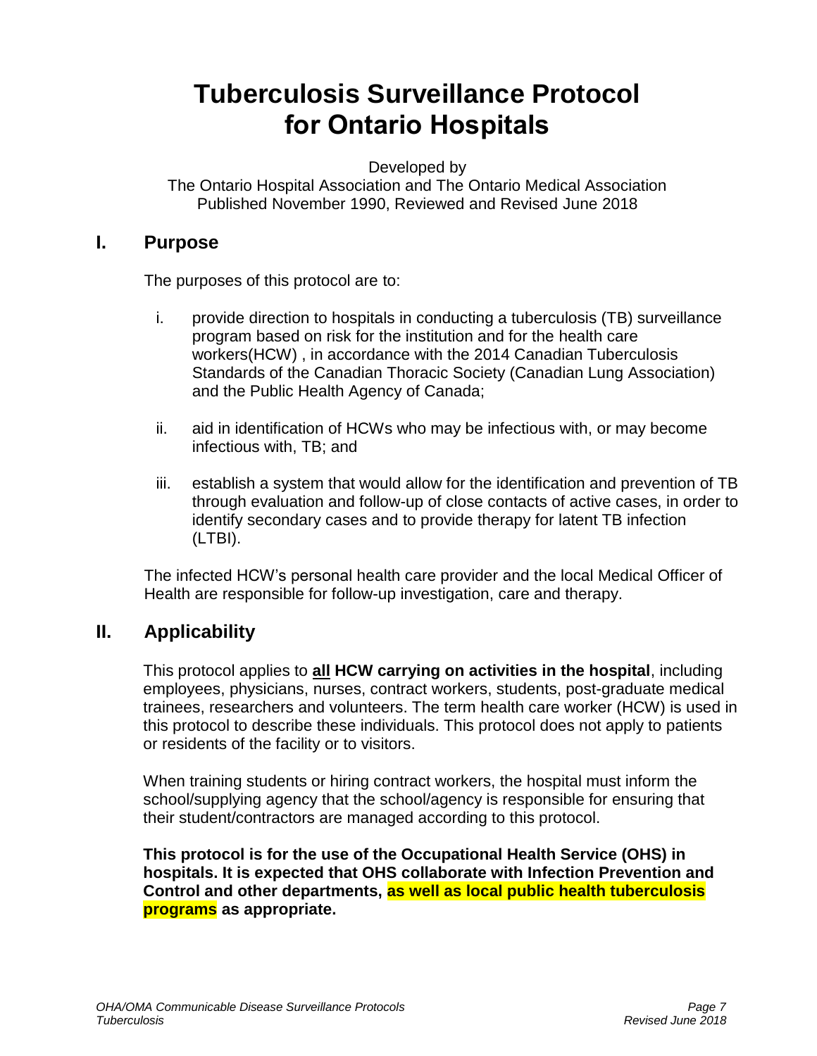# Tuberculosis Surveillance Protocol for Ontario Hospitals

Developed by
The Ontario Hospital Association and The Ontario Medical Association
Published November 1990, Reviewed and Revised June 2018

## I. Purpose

The purposes of this protocol are to:

i. provide direction to hospitals in conducting a tuberculosis (TB) surveillance program based on risk for the institution and for the health care workers(HCW) , in accordance with the 2014 Canadian Tuberculosis Standards of the Canadian Thoracic Society (Canadian Lung Association) and the Public Health Agency of Canada;

ii. aid in identification of HCWs who may be infectious with, or may become infectious with, TB; and

iii. establish a system that would allow for the identification and prevention of TB through evaluation and follow-up of close contacts of active cases, in order to identify secondary cases and to provide therapy for latent TB infection (LTBI).

The infected HCW's personal health care provider and the local Medical Officer of Health are responsible for follow-up investigation, care and therapy.

## II. Applicability

This protocol applies to **all HCW carrying on activities in the hospital**, including employees, physicians, nurses, contract workers, students, post-graduate medical trainees, researchers and volunteers. The term health care worker (HCW) is used in this protocol to describe these individuals. This protocol does not apply to patients or residents of the facility or to visitors.

When training students or hiring contract workers, the hospital must inform the school/supplying agency that the school/agency is responsible for ensuring that their student/contractors are managed according to this protocol.

**This protocol is for the use of the Occupational Health Service (OHS) in hospitals. It is expected that OHS collaborate with Infection Prevention and Control and other departments, as well as local public health tuberculosis programs as appropriate.**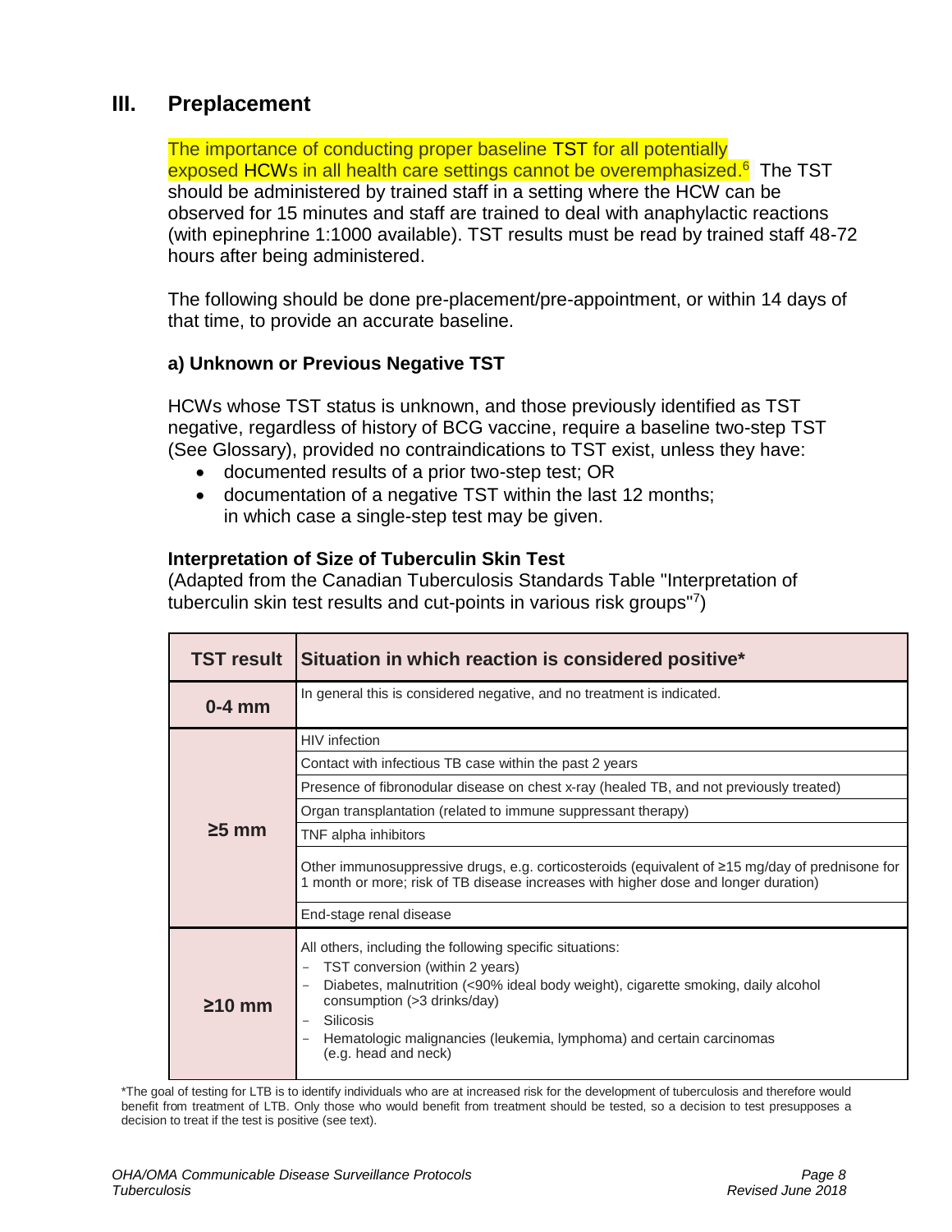## III. Preplacement

The importance of conducting proper baseline TST for all potentially exposed HCWs in all health care settings cannot be overemphasized.[6] The TST should be administered by trained staff in a setting where the HCW can be observed for 15 minutes and staff are trained to deal with anaphylactic reactions (with epinephrine 1:1000 available). TST results must be read by trained staff 48-72 hours after being administered.

The following should be done pre-placement/pre-appointment, or within 14 days of that time, to provide an accurate baseline.

### a) Unknown or Previous Negative TST

HCWs whose TST status is unknown, and those previously identified as TST negative, regardless of history of BCG vaccine, require a baseline two-step TST (See Glossary), provided no contraindications to TST exist, unless they have:

- documented results of a prior two-step test; OR
- documentation of a negative TST within the last 12 months; in which case a single-step test may be given.

**Interpretation of Size of Tuberculin Skin Test**
(Adapted from the Canadian Tuberculosis Standards Table "Interpretation of tuberculin skin test results and cut-points in various risk groups"[7])

| TST result | Situation in which reaction is considered positive* |
|---|---|
| 0-4 mm | In general this is considered negative, and no treatment is indicated. |
| ≥5 mm | HIV infection |
| | Contact with infectious TB case within the past 2 years |
| | Presence of fibronodular disease on chest x-ray (healed TB, and not previously treated) |
| | Organ transplantation (related to immune suppressant therapy) |
| | TNF alpha inhibitors |
| | Other immunosuppressive drugs, e.g. corticosteroids (equivalent of ≥15 mg/day of prednisone for 1 month or more; risk of TB disease increases with higher dose and longer duration) |
| | End-stage renal disease |
| ≥10 mm | All others, including the following specific situations:<br>– TST conversion (within 2 years)<br>– Diabetes, malnutrition (<90% ideal body weight), cigarette smoking, daily alcohol consumption (>3 drinks/day)<br>– Silicosis<br>– Hematologic malignancies (leukemia, lymphoma) and certain carcinomas (e.g. head and neck) |

*The goal of testing for LTB is to identify individuals who are at increased risk for the development of tuberculosis and therefore would benefit from treatment of LTB. Only those who would benefit from treatment should be tested, so a decision to test presupposes a decision to treat if the test is positive (see text).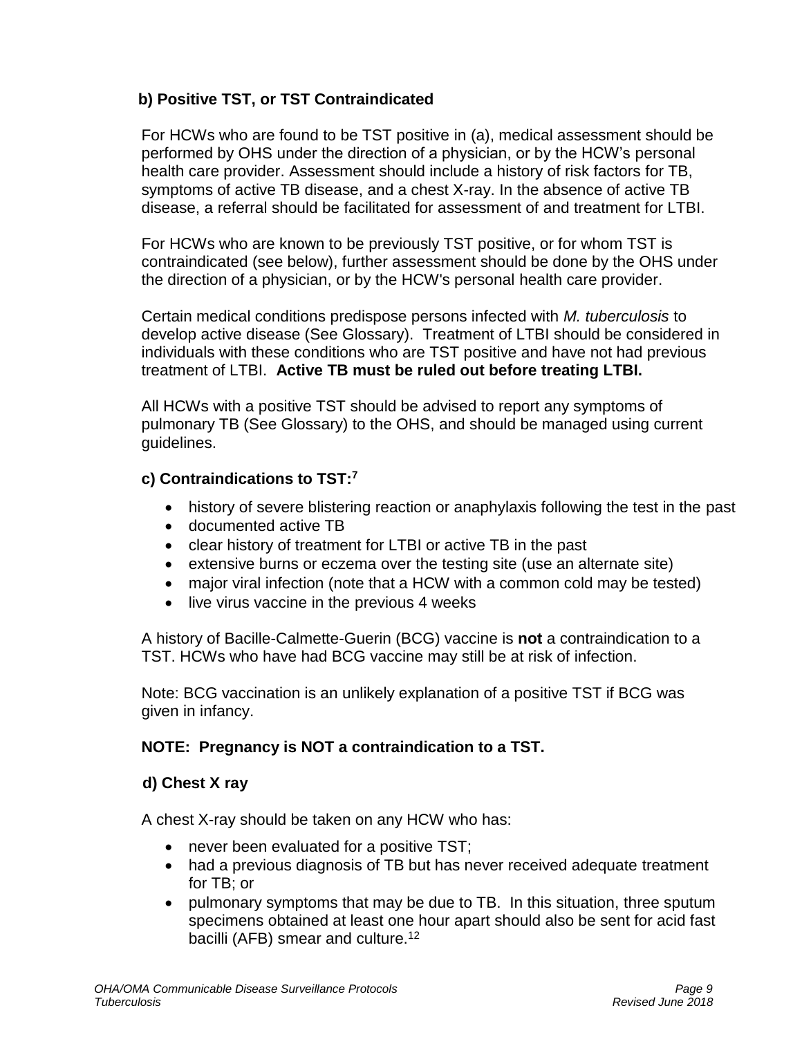### b) Positive TST, or TST Contraindicated

For HCWs who are found to be TST positive in (a), medical assessment should be performed by OHS under the direction of a physician, or by the HCW's personal health care provider. Assessment should include a history of risk factors for TB, symptoms of active TB disease, and a chest X-ray. In the absence of active TB disease, a referral should be facilitated for assessment of and treatment for LTBI.

For HCWs who are known to be previously TST positive, or for whom TST is contraindicated (see below), further assessment should be done by the OHS under the direction of a physician, or by the HCW's personal health care provider.

Certain medical conditions predispose persons infected with *M. tuberculosis* to develop active disease (See Glossary). Treatment of LTBI should be considered in individuals with these conditions who are TST positive and have not had previous treatment of LTBI. **Active TB must be ruled out before treating LTBI.**

All HCWs with a positive TST should be advised to report any symptoms of pulmonary TB (See Glossary) to the OHS, and should be managed using current guidelines.

### c) Contraindications to TST:[7]

- history of severe blistering reaction or anaphylaxis following the test in the past
- documented active TB
- clear history of treatment for LTBI or active TB in the past
- extensive burns or eczema over the testing site (use an alternate site)
- major viral infection (note that a HCW with a common cold may be tested)
- live virus vaccine in the previous 4 weeks

A history of Bacille-Calmette-Guerin (BCG) vaccine is **not** a contraindication to a TST. HCWs who have had BCG vaccine may still be at risk of infection.

Note: BCG vaccination is an unlikely explanation of a positive TST if BCG was given in infancy.

**NOTE: Pregnancy is NOT a contraindication to a TST.**

### d) Chest X ray

A chest X-ray should be taken on any HCW who has:

- never been evaluated for a positive TST;
- had a previous diagnosis of TB but has never received adequate treatment for TB; or
- pulmonary symptoms that may be due to TB. In this situation, three sputum specimens obtained at least one hour apart should also be sent for acid fast bacilli (AFB) smear and culture.[12]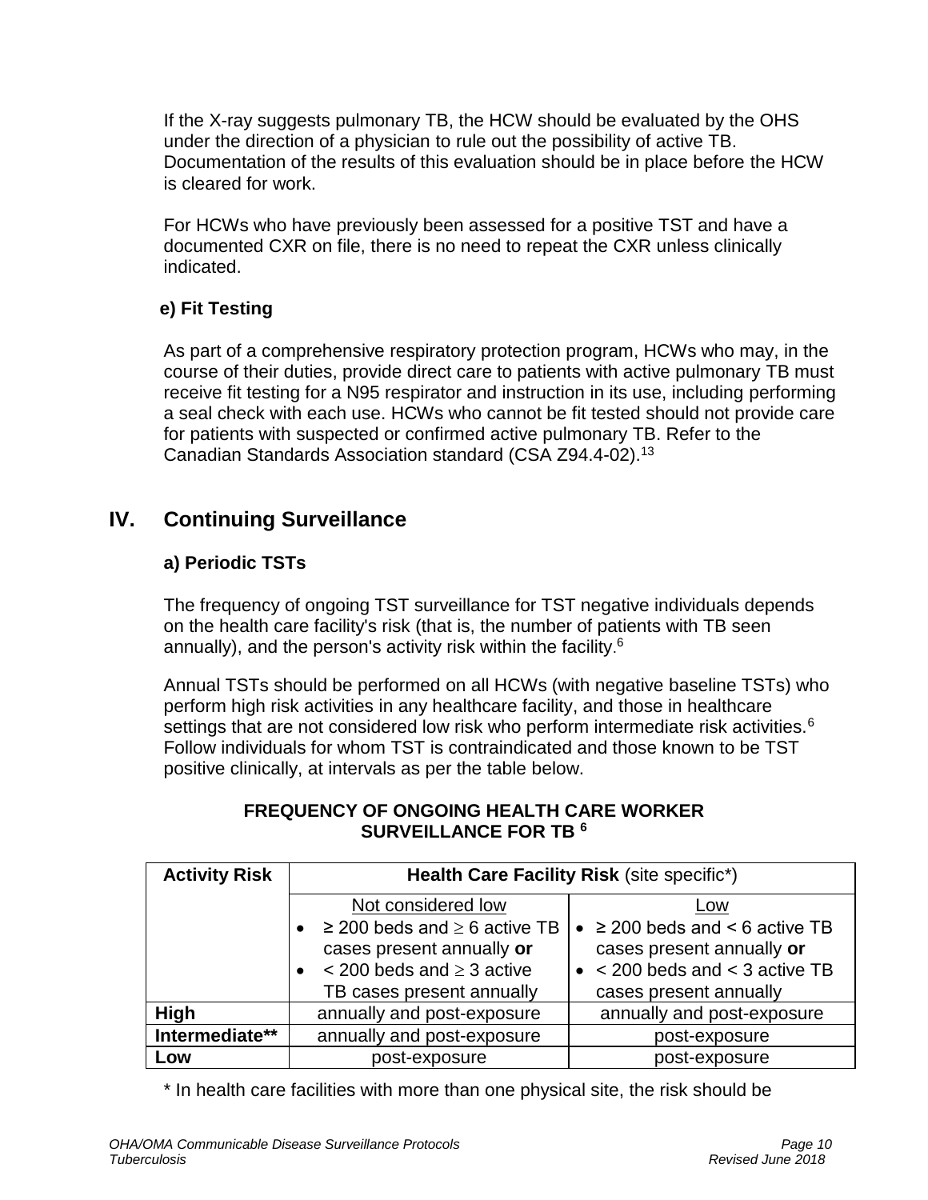If the X-ray suggests pulmonary TB, the HCW should be evaluated by the OHS under the direction of a physician to rule out the possibility of active TB. Documentation of the results of this evaluation should be in place before the HCW is cleared for work.

For HCWs who have previously been assessed for a positive TST and have a documented CXR on file, there is no need to repeat the CXR unless clinically indicated.

### e) Fit Testing

As part of a comprehensive respiratory protection program, HCWs who may, in the course of their duties, provide direct care to patients with active pulmonary TB must receive fit testing for a N95 respirator and instruction in its use, including performing a seal check with each use. HCWs who cannot be fit tested should not provide care for patients with suspected or confirmed active pulmonary TB. Refer to the Canadian Standards Association standard (CSA Z94.4-02).[13]

## IV. Continuing Surveillance

### a) Periodic TSTs

The frequency of ongoing TST surveillance for TST negative individuals depends on the health care facility's risk (that is, the number of patients with TB seen annually), and the person's activity risk within the facility.[6]

Annual TSTs should be performed on all HCWs (with negative baseline TSTs) who perform high risk activities in any healthcare facility, and those in healthcare settings that are not considered low risk who perform intermediate risk activities.[6] Follow individuals for whom TST is contraindicated and those known to be TST positive clinically, at intervals as per the table below.

**FREQUENCY OF ONGOING HEALTH CARE WORKER SURVEILLANCE FOR TB [6]**

| **Activity Risk** | **Health Care Facility Risk** (site specific*) | |
|---|---|---|
| | Not considered low<br>• ≥ 200 beds and ≥ 6 active TB cases present annually **or**<br>• < 200 beds and ≥ 3 active TB cases present annually | Low<br>• ≥ 200 beds and < 6 active TB cases present annually **or**<br>• < 200 beds and < 3 active TB cases present annually |
| **High** | annually and post-exposure | annually and post-exposure |
| **Intermediate**** | annually and post-exposure | post-exposure |
| **Low** | post-exposure | post-exposure |

* In health care facilities with more than one physical site, the risk should be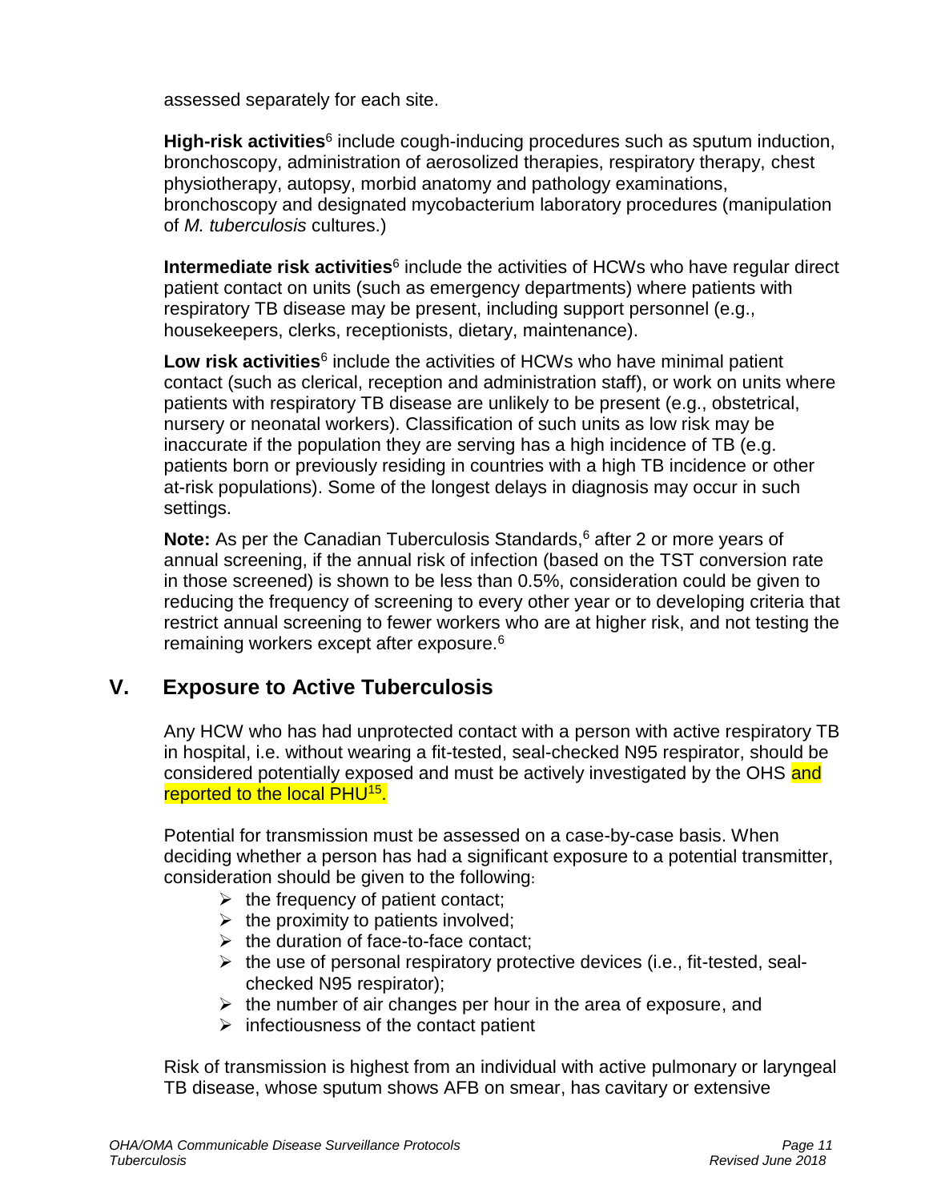assessed separately for each site.

**High-risk activities**[6] include cough-inducing procedures such as sputum induction, bronchoscopy, administration of aerosolized therapies, respiratory therapy, chest physiotherapy, autopsy, morbid anatomy and pathology examinations, bronchoscopy and designated mycobacterium laboratory procedures (manipulation of *M. tuberculosis* cultures.)

**Intermediate risk activities**[6] include the activities of HCWs who have regular direct patient contact on units (such as emergency departments) where patients with respiratory TB disease may be present, including support personnel (e.g., housekeepers, clerks, receptionists, dietary, maintenance).

**Low risk activities**[6] include the activities of HCWs who have minimal patient contact (such as clerical, reception and administration staff), or work on units where patients with respiratory TB disease are unlikely to be present (e.g., obstetrical, nursery or neonatal workers). Classification of such units as low risk may be inaccurate if the population they are serving has a high incidence of TB (e.g. patients born or previously residing in countries with a high TB incidence or other at-risk populations). Some of the longest delays in diagnosis may occur in such settings.

**Note:** As per the Canadian Tuberculosis Standards,[6] after 2 or more years of annual screening, if the annual risk of infection (based on the TST conversion rate in those screened) is shown to be less than 0.5%, consideration could be given to reducing the frequency of screening to every other year or to developing criteria that restrict annual screening to fewer workers who are at higher risk, and not testing the remaining workers except after exposure.[6]

## V. Exposure to Active Tuberculosis

Any HCW who has had unprotected contact with a person with active respiratory TB in hospital, i.e. without wearing a fit-tested, seal-checked N95 respirator, should be considered potentially exposed and must be actively investigated by the OHS and reported to the local PHU[15].

Potential for transmission must be assessed on a case-by-case basis. When deciding whether a person has had a significant exposure to a potential transmitter, consideration should be given to the following:

- the frequency of patient contact;
- the proximity to patients involved;
- the duration of face-to-face contact;
- the use of personal respiratory protective devices (i.e., fit-tested, seal-checked N95 respirator);
- the number of air changes per hour in the area of exposure, and
- infectiousness of the contact patient

Risk of transmission is highest from an individual with active pulmonary or laryngeal TB disease, whose sputum shows AFB on smear, has cavitary or extensive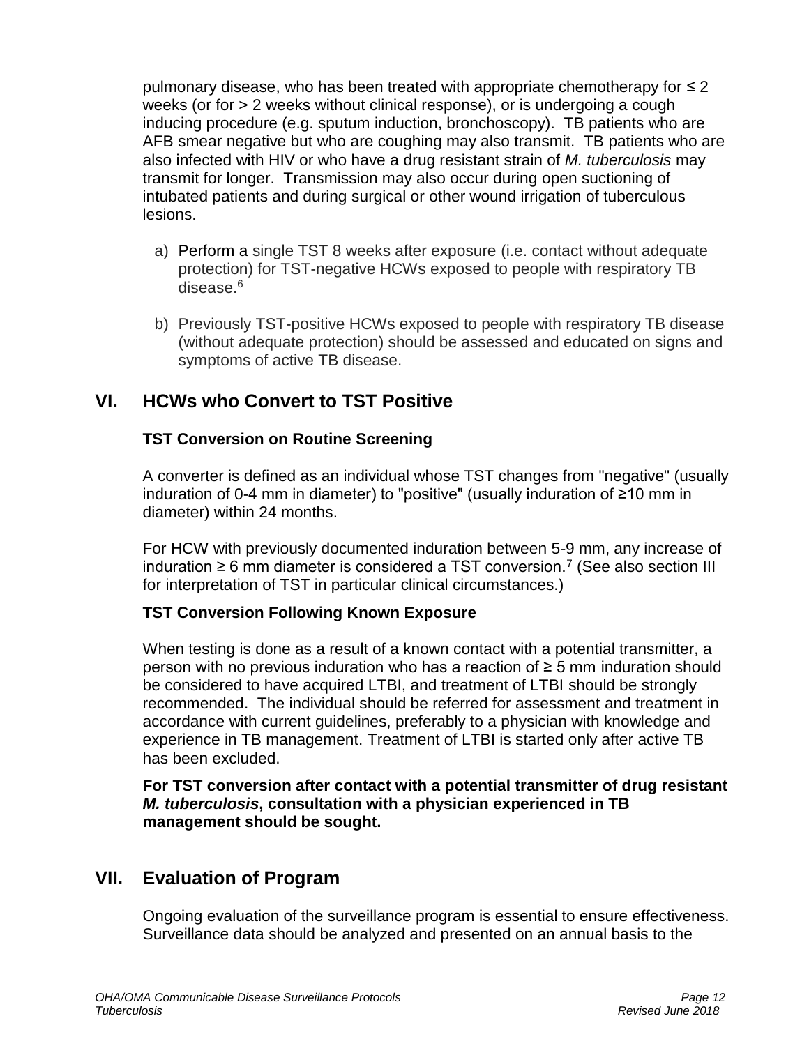pulmonary disease, who has been treated with appropriate chemotherapy for ≤ 2 weeks (or for > 2 weeks without clinical response), or is undergoing a cough inducing procedure (e.g. sputum induction, bronchoscopy). TB patients who are AFB smear negative but who are coughing may also transmit. TB patients who are also infected with HIV or who have a drug resistant strain of *M. tuberculosis* may transmit for longer. Transmission may also occur during open suctioning of intubated patients and during surgical or other wound irrigation of tuberculous lesions.

a) Perform a single TST 8 weeks after exposure (i.e. contact without adequate protection) for TST-negative HCWs exposed to people with respiratory TB disease.[6]

b) Previously TST-positive HCWs exposed to people with respiratory TB disease (without adequate protection) should be assessed and educated on signs and symptoms of active TB disease.

## VI. HCWs who Convert to TST Positive

### TST Conversion on Routine Screening

A converter is defined as an individual whose TST changes from "negative" (usually induration of 0-4 mm in diameter) to "positive" (usually induration of ≥10 mm in diameter) within 24 months.

For HCW with previously documented induration between 5-9 mm, any increase of induration ≥ 6 mm diameter is considered a TST conversion.[7] (See also section III for interpretation of TST in particular clinical circumstances.)

### TST Conversion Following Known Exposure

When testing is done as a result of a known contact with a potential transmitter, a person with no previous induration who has a reaction of ≥ 5 mm induration should be considered to have acquired LTBI, and treatment of LTBI should be strongly recommended. The individual should be referred for assessment and treatment in accordance with current guidelines, preferably to a physician with knowledge and experience in TB management. Treatment of LTBI is started only after active TB has been excluded.

**For TST conversion after contact with a potential transmitter of drug resistant *M. tuberculosis*, consultation with a physician experienced in TB management should be sought.**

## VII. Evaluation of Program

Ongoing evaluation of the surveillance program is essential to ensure effectiveness. Surveillance data should be analyzed and presented on an annual basis to the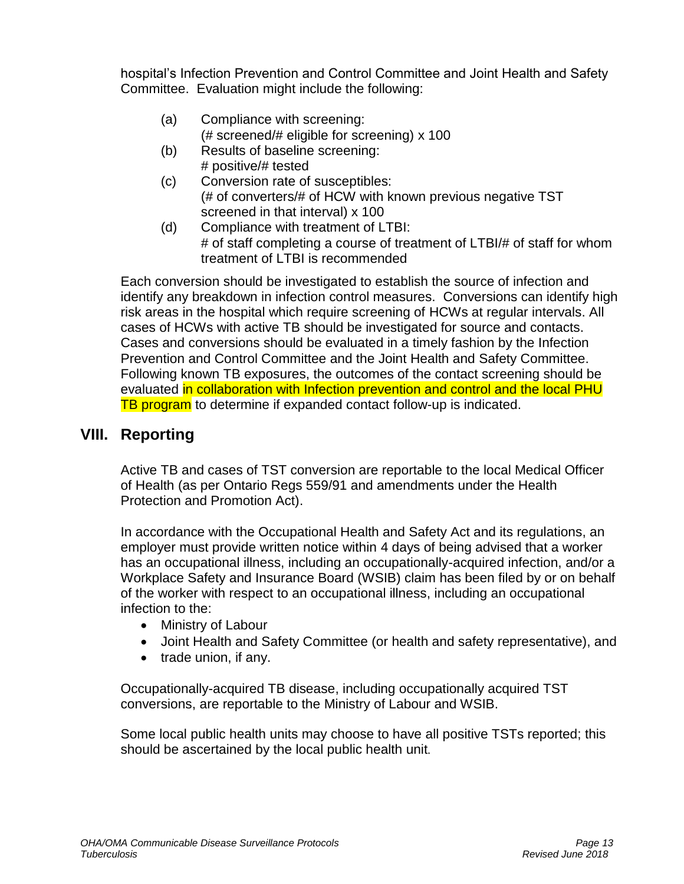hospital's Infection Prevention and Control Committee and Joint Health and Safety Committee. Evaluation might include the following:

(a) Compliance with screening:
(# screened/# eligible for screening) x 100

(b) Results of baseline screening:
# positive/# tested

(c) Conversion rate of susceptibles:
(# of converters/# of HCW with known previous negative TST screened in that interval) x 100

(d) Compliance with treatment of LTBI:
# of staff completing a course of treatment of LTBI/# of staff for whom treatment of LTBI is recommended

Each conversion should be investigated to establish the source of infection and identify any breakdown in infection control measures. Conversions can identify high risk areas in the hospital which require screening of HCWs at regular intervals. All cases of HCWs with active TB should be investigated for source and contacts. Cases and conversions should be evaluated in a timely fashion by the Infection Prevention and Control Committee and the Joint Health and Safety Committee. Following known TB exposures, the outcomes of the contact screening should be evaluated in collaboration with Infection prevention and control and the local PHU TB program to determine if expanded contact follow-up is indicated.

## VIII. Reporting

Active TB and cases of TST conversion are reportable to the local Medical Officer of Health (as per Ontario Regs 559/91 and amendments under the Health Protection and Promotion Act).

In accordance with the Occupational Health and Safety Act and its regulations, an employer must provide written notice within 4 days of being advised that a worker has an occupational illness, including an occupationally-acquired infection, and/or a Workplace Safety and Insurance Board (WSIB) claim has been filed by or on behalf of the worker with respect to an occupational illness, including an occupational infection to the:

- Ministry of Labour
- Joint Health and Safety Committee (or health and safety representative), and
- trade union, if any.

Occupationally-acquired TB disease, including occupationally acquired TST conversions, are reportable to the Ministry of Labour and WSIB.

Some local public health units may choose to have all positive TSTs reported; this should be ascertained by the local public health unit.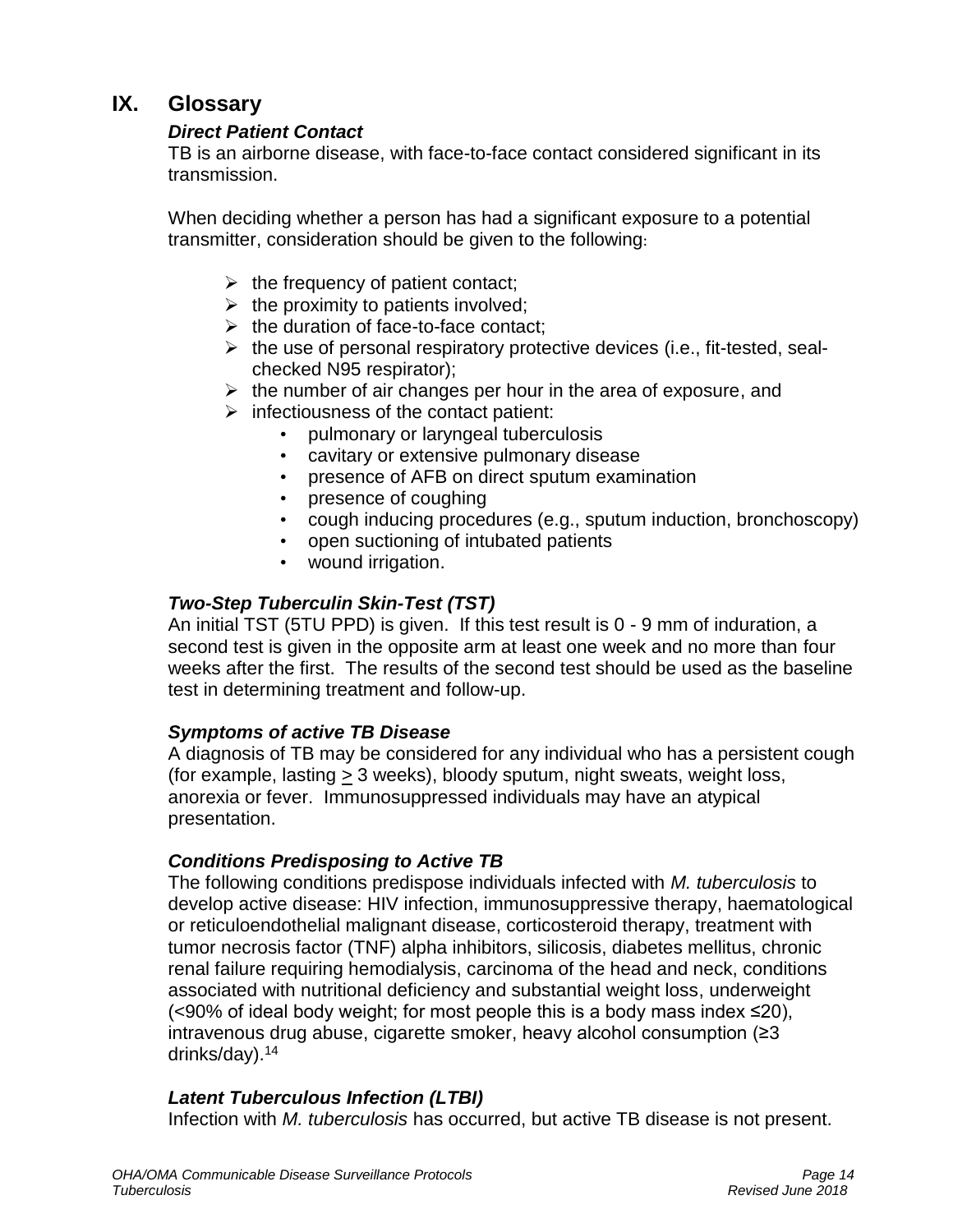# IX. Glossary

### *Direct Patient Contact*

TB is an airborne disease, with face-to-face contact considered significant in its transmission.

When deciding whether a person has had a significant exposure to a potential transmitter, consideration should be given to the following:

- the frequency of patient contact;
- the proximity to patients involved;
- the duration of face-to-face contact;
- the use of personal respiratory protective devices (i.e., fit-tested, seal-checked N95 respirator);
- the number of air changes per hour in the area of exposure, and
- infectiousness of the contact patient:
  - pulmonary or laryngeal tuberculosis
  - cavitary or extensive pulmonary disease
  - presence of AFB on direct sputum examination
  - presence of coughing
  - cough inducing procedures (e.g., sputum induction, bronchoscopy)
  - open suctioning of intubated patients
  - wound irrigation.

### *Two-Step Tuberculin Skin-Test (TST)*

An initial TST (5TU PPD) is given. If this test result is 0 - 9 mm of induration, a second test is given in the opposite arm at least one week and no more than four weeks after the first. The results of the second test should be used as the baseline test in determining treatment and follow-up.

### *Symptoms of active TB Disease*

A diagnosis of TB may be considered for any individual who has a persistent cough (for example, lasting $\geq$ 3 weeks), bloody sputum, night sweats, weight loss, anorexia or fever. Immunosuppressed individuals may have an atypical presentation.

### *Conditions Predisposing to Active TB*

The following conditions predispose individuals infected with *M. tuberculosis* to develop active disease: HIV infection, immunosuppressive therapy, haematological or reticuloendothelial malignant disease, corticosteroid therapy, treatment with tumor necrosis factor (TNF) alpha inhibitors, silicosis, diabetes mellitus, chronic renal failure requiring hemodialysis, carcinoma of the head and neck, conditions associated with nutritional deficiency and substantial weight loss, underweight (<90% of ideal body weight; for most people this is a body mass index ≤20), intravenous drug abuse, cigarette smoker, heavy alcohol consumption (≥3 drinks/day).[14]

### *Latent Tuberculous Infection (LTBI)*

Infection with *M. tuberculosis* has occurred, but active TB disease is not present.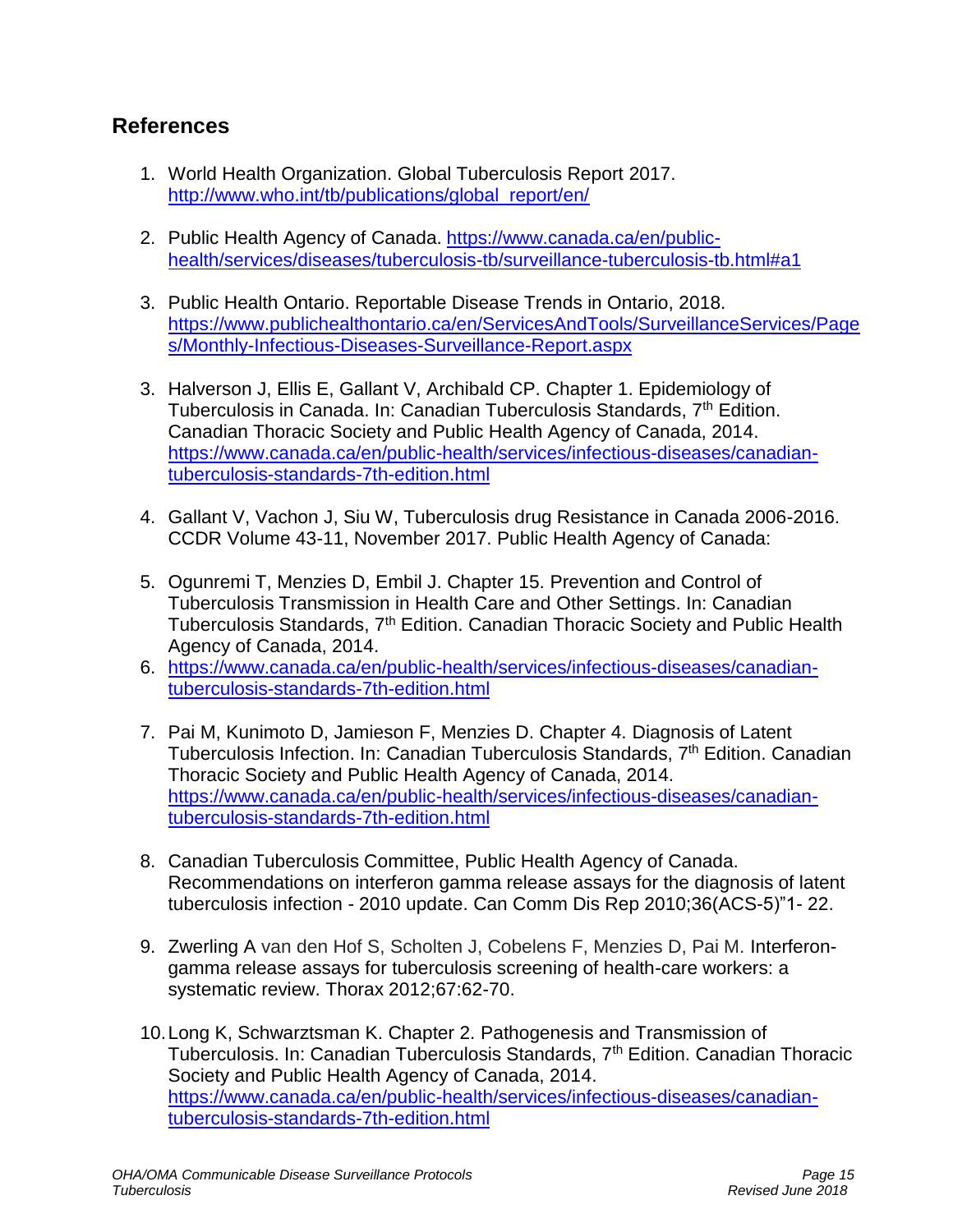## References

1. World Health Organization. Global Tuberculosis Report 2017. http://www.who.int/tb/publications/global_report/en/

2. Public Health Agency of Canada. https://www.canada.ca/en/public-health/services/diseases/tuberculosis-tb/surveillance-tuberculosis-tb.html#a1

3. Public Health Ontario. Reportable Disease Trends in Ontario, 2018. https://www.publichealthontario.ca/en/ServicesAndTools/SurveillanceServices/Pages/Monthly-Infectious-Diseases-Surveillance-Report.aspx

3. Halverson J, Ellis E, Gallant V, Archibald CP. Chapter 1. Epidemiology of Tuberculosis in Canada. In: Canadian Tuberculosis Standards, 7th Edition. Canadian Thoracic Society and Public Health Agency of Canada, 2014. https://www.canada.ca/en/public-health/services/infectious-diseases/canadian-tuberculosis-standards-7th-edition.html

4. Gallant V, Vachon J, Siu W, Tuberculosis drug Resistance in Canada 2006-2016. CCDR Volume 43-11, November 2017. Public Health Agency of Canada:

5. Ogunremi T, Menzies D, Embil J. Chapter 15. Prevention and Control of Tuberculosis Transmission in Health Care and Other Settings. In: Canadian Tuberculosis Standards, 7th Edition. Canadian Thoracic Society and Public Health Agency of Canada, 2014.
6. https://www.canada.ca/en/public-health/services/infectious-diseases/canadian-tuberculosis-standards-7th-edition.html

7. Pai M, Kunimoto D, Jamieson F, Menzies D. Chapter 4. Diagnosis of Latent Tuberculosis Infection. In: Canadian Tuberculosis Standards, 7th Edition. Canadian Thoracic Society and Public Health Agency of Canada, 2014. https://www.canada.ca/en/public-health/services/infectious-diseases/canadian-tuberculosis-standards-7th-edition.html

8. Canadian Tuberculosis Committee, Public Health Agency of Canada. Recommendations on interferon gamma release assays for the diagnosis of latent tuberculosis infection - 2010 update. Can Comm Dis Rep 2010;36(ACS-5)"1- 22.

9. Zwerling A van den Hof S, Scholten J, Cobelens F, Menzies D, Pai M. Interferon-gamma release assays for tuberculosis screening of health-care workers: a systematic review. Thorax 2012;67:62-70.

10. Long K, Schwartzman K. Chapter 2. Pathogenesis and Transmission of Tuberculosis. In: Canadian Tuberculosis Standards, 7th Edition. Canadian Thoracic Society and Public Health Agency of Canada, 2014. https://www.canada.ca/en/public-health/services/infectious-diseases/canadian-tuberculosis-standards-7th-edition.html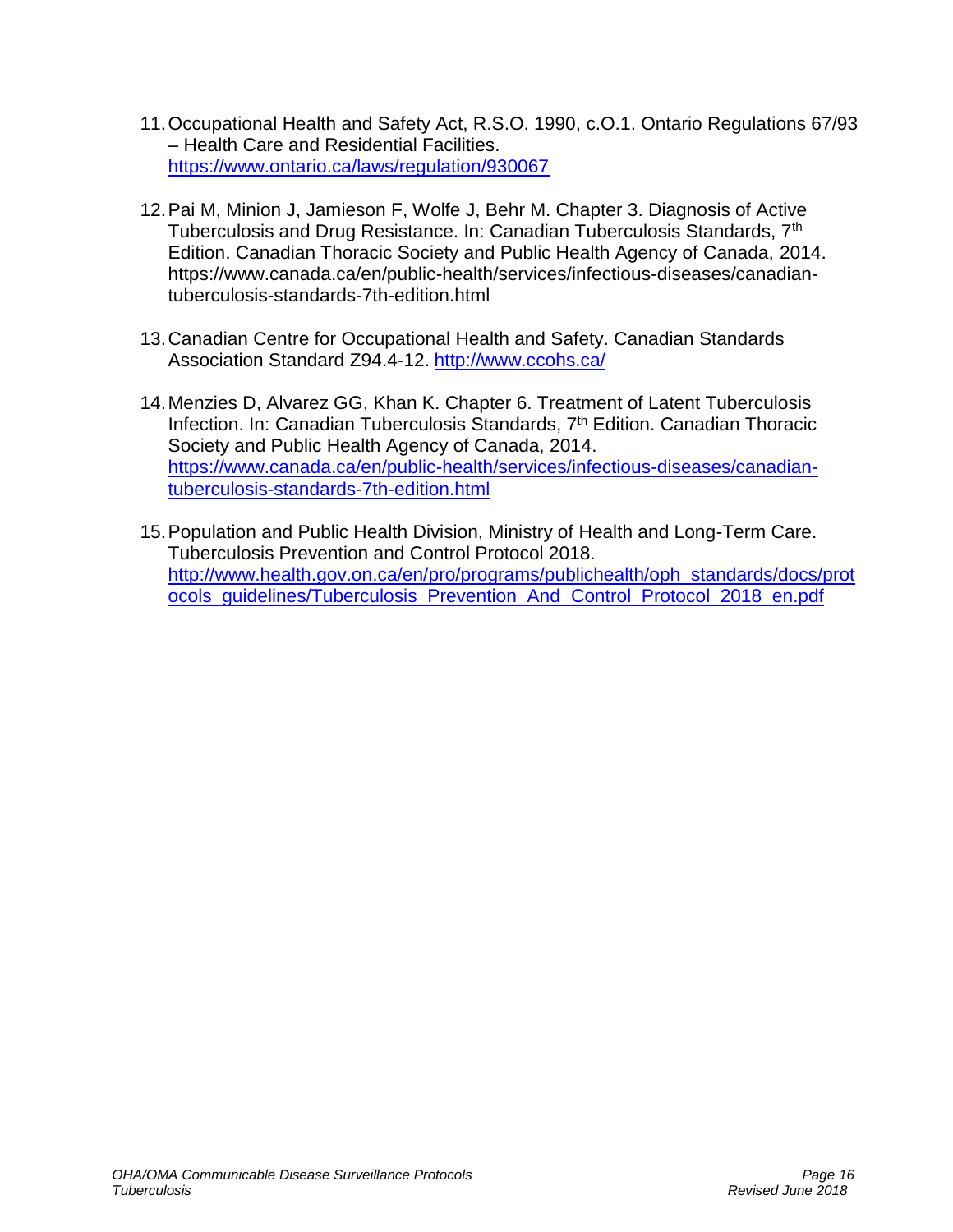11. Occupational Health and Safety Act, R.S.O. 1990, c.O.1. Ontario Regulations 67/93 – Health Care and Residential Facilities. https://www.ontario.ca/laws/regulation/930067

12. Pai M, Minion J, Jamieson F, Wolfe J, Behr M. Chapter 3. Diagnosis of Active Tuberculosis and Drug Resistance. In: Canadian Tuberculosis Standards, 7th Edition. Canadian Thoracic Society and Public Health Agency of Canada, 2014. https://www.canada.ca/en/public-health/services/infectious-diseases/canadian-tuberculosis-standards-7th-edition.html

13. Canadian Centre for Occupational Health and Safety. Canadian Standards Association Standard Z94.4-12. http://www.ccohs.ca/

14. Menzies D, Alvarez GG, Khan K. Chapter 6. Treatment of Latent Tuberculosis Infection. In: Canadian Tuberculosis Standards, 7th Edition. Canadian Thoracic Society and Public Health Agency of Canada, 2014. https://www.canada.ca/en/public-health/services/infectious-diseases/canadian-tuberculosis-standards-7th-edition.html

15. Population and Public Health Division, Ministry of Health and Long-Term Care. Tuberculosis Prevention and Control Protocol 2018. http://www.health.gov.on.ca/en/pro/programs/publichealth/oph_standards/docs/protocols_guidelines/Tuberculosis_Prevention_And_Control_Protocol_2018_en.pdf